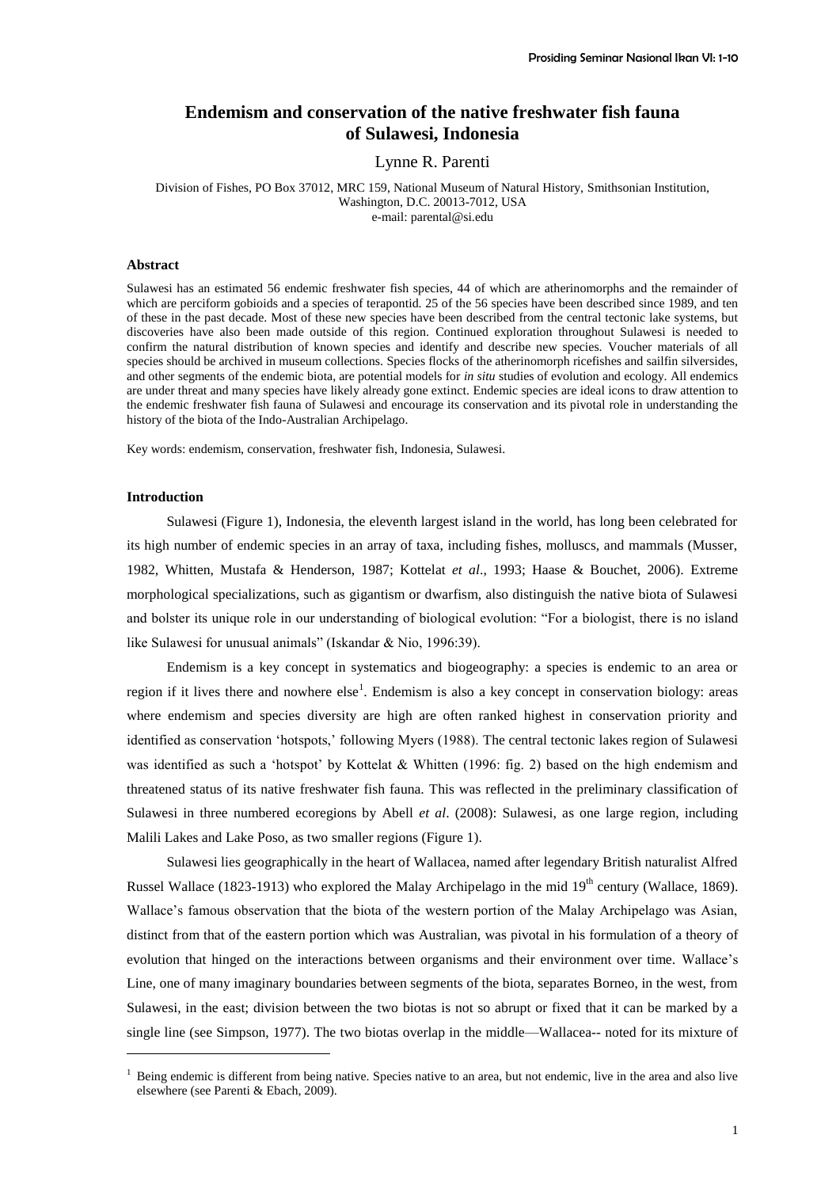# Endemism and conservation of the native freshwater fish fauna of Sulawesi, Indonesia

Lynne R. Parenti

Division of Fishes, PO Box 37012, MRC 159, National Museum of Natural History, Smithsonian Institution, Washington, D.C. 20013-7012, USA
e-mail: parental@si.edu

### Abstract

Sulawesi has an estimated 56 endemic freshwater fish species, 44 of which are atherinomorphs and the remainder of which are perciform gobioids and a species of terapontid. 25 of the 56 species have been described since 1989, and ten of these in the past decade. Most of these new species have been described from the central tectonic lake systems, but discoveries have also been made outside of this region. Continued exploration throughout Sulawesi is needed to confirm the natural distribution of known species and identify and describe new species. Voucher materials of all species should be archived in museum collections. Species flocks of the atherinomorph ricefishes and sailfin silversides, and other segments of the endemic biota, are potential models for *in situ* studies of evolution and ecology. All endemics are under threat and many species have likely already gone extinct. Endemic species are ideal icons to draw attention to the endemic freshwater fish fauna of Sulawesi and encourage its conservation and its pivotal role in understanding the history of the biota of the Indo-Australian Archipelago.

Key words: endemism, conservation, freshwater fish, Indonesia, Sulawesi.

### Introduction

Sulawesi (Figure 1), Indonesia, the eleventh largest island in the world, has long been celebrated for its high number of endemic species in an array of taxa, including fishes, molluscs, and mammals (Musser, 1982, Whitten, Mustafa & Henderson, 1987; Kottelat *et al*., 1993; Haase & Bouchet, 2006). Extreme morphological specializations, such as gigantism or dwarfism, also distinguish the native biota of Sulawesi and bolster its unique role in our understanding of biological evolution: "For a biologist, there is no island like Sulawesi for unusual animals" (Iskandar & Nio, 1996:39).

Endemism is a key concept in systematics and biogeography: a species is endemic to an area or region if it lives there and nowhere else[1]. Endemism is also a key concept in conservation biology: areas where endemism and species diversity are high are often ranked highest in conservation priority and identified as conservation 'hotspots,' following Myers (1988). The central tectonic lakes region of Sulawesi was identified as such a 'hotspot' by Kottelat & Whitten (1996: fig. 2) based on the high endemism and threatened status of its native freshwater fish fauna. This was reflected in the preliminary classification of Sulawesi in three numbered ecoregions by Abell *et al*. (2008): Sulawesi, as one large region, including Malili Lakes and Lake Poso, as two smaller regions (Figure 1).

Sulawesi lies geographically in the heart of Wallacea, named after legendary British naturalist Alfred Russel Wallace (1823-1913) who explored the Malay Archipelago in the mid 19th century (Wallace, 1869). Wallace's famous observation that the biota of the western portion of the Malay Archipelago was Asian, distinct from that of the eastern portion which was Australian, was pivotal in his formulation of a theory of evolution that hinged on the interactions between organisms and their environment over time. Wallace's Line, one of many imaginary boundaries between segments of the biota, separates Borneo, in the west, from Sulawesi, in the east; division between the two biotas is not so abrupt or fixed that it can be marked by a single line (see Simpson, 1977). The two biotas overlap in the middle—Wallacea-- noted for its mixture of

[1] Being endemic is different from being native. Species native to an area, but not endemic, live in the area and also live elsewhere (see Parenti & Ebach, 2009).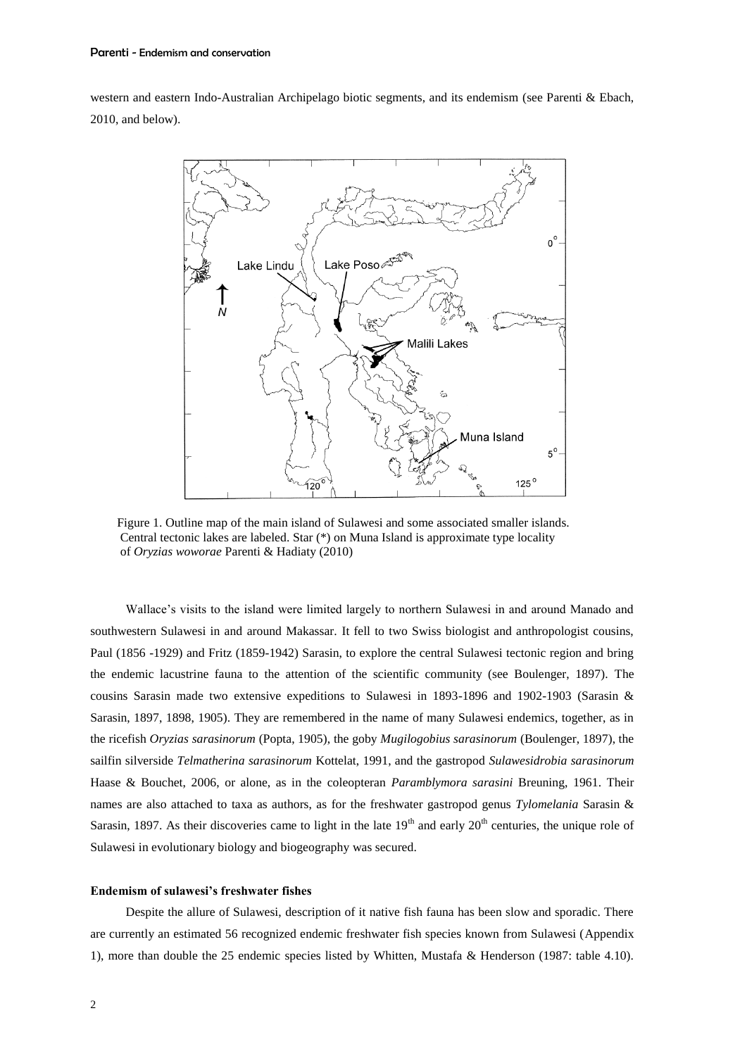western and eastern Indo-Australian Archipelago biotic segments, and its endemism (see Parenti & Ebach, 2010, and below).

Figure 1. Outline map of the main island of Sulawesi and some associated smaller islands. Central tectonic lakes are labeled. Star (*) on Muna Island is approximate type locality of *Oryzias woworae* Parenti & Hadiaty (2010)

Wallace's visits to the island were limited largely to northern Sulawesi in and around Manado and southwestern Sulawesi in and around Makassar. It fell to two Swiss biologist and anthropologist cousins, Paul (1856 -1929) and Fritz (1859-1942) Sarasin, to explore the central Sulawesi tectonic region and bring the endemic lacustrine fauna to the attention of the scientific community (see Boulenger, 1897). The cousins Sarasin made two extensive expeditions to Sulawesi in 1893-1896 and 1902-1903 (Sarasin & Sarasin, 1897, 1898, 1905). They are remembered in the name of many Sulawesi endemics, together, as in the ricefish *Oryzias sarasinorum* (Popta, 1905), the goby *Mugilogobius sarasinorum* (Boulenger, 1897), the sailfin silverside *Telmatherina sarasinorum* Kottelat, 1991, and the gastropod *Sulawesidrobia sarasinorum* Haase & Bouchet, 2006, or alone, as in the coleopteran *Paramblymora sarasini* Breuning, 1961. Their names are also attached to taxa as authors, as for the freshwater gastropod genus *Tylomelania* Sarasin & Sarasin, 1897. As their discoveries came to light in the late 19th and early 20th centuries, the unique role of Sulawesi in evolutionary biology and biogeography was secured.

## Endemism of sulawesi's freshwater fishes

Despite the allure of Sulawesi, description of it native fish fauna has been slow and sporadic. There are currently an estimated 56 recognized endemic freshwater fish species known from Sulawesi (Appendix 1), more than double the 25 endemic species listed by Whitten, Mustafa & Henderson (1987: table 4.10).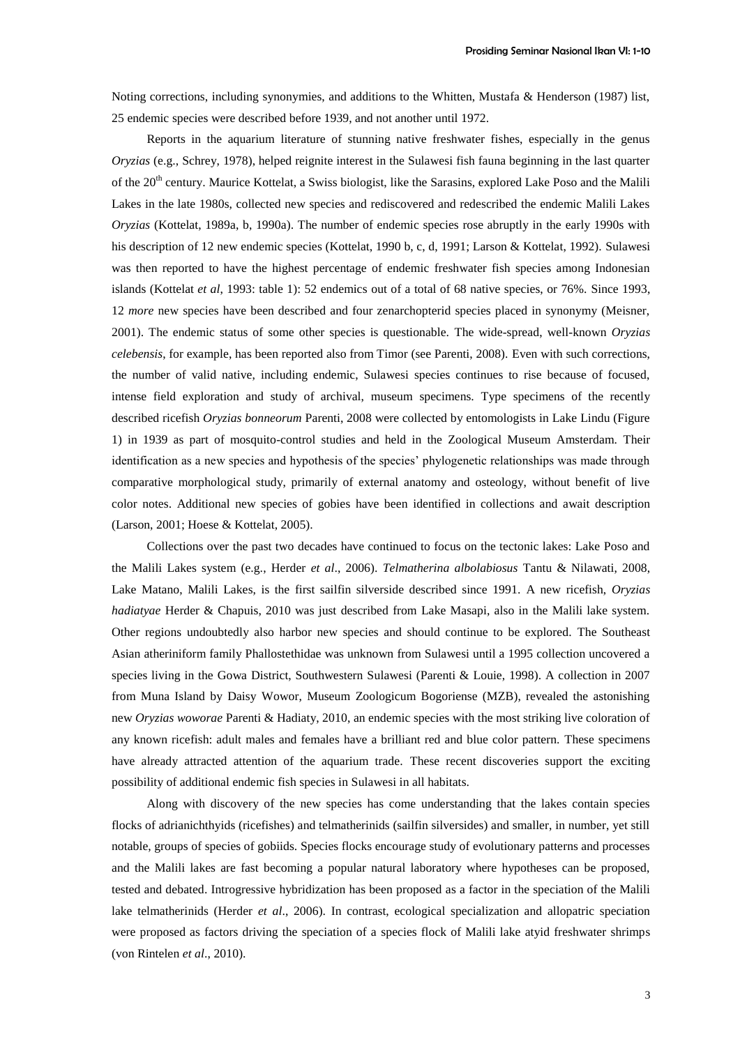Noting corrections, including synonymies, and additions to the Whitten, Mustafa & Henderson (1987) list, 25 endemic species were described before 1939, and not another until 1972.

Reports in the aquarium literature of stunning native freshwater fishes, especially in the genus *Oryzias* (e.g., Schrey, 1978), helped reignite interest in the Sulawesi fish fauna beginning in the last quarter of the 20th century. Maurice Kottelat, a Swiss biologist, like the Sarasins, explored Lake Poso and the Malili Lakes in the late 1980s, collected new species and rediscovered and redescribed the endemic Malili Lakes *Oryzias* (Kottelat, 1989a, b, 1990a). The number of endemic species rose abruptly in the early 1990s with his description of 12 new endemic species (Kottelat, 1990 b, c, d, 1991; Larson & Kottelat, 1992). Sulawesi was then reported to have the highest percentage of endemic freshwater fish species among Indonesian islands (Kottelat *et al*, 1993: table 1): 52 endemics out of a total of 68 native species, or 76%. Since 1993, 12 *more* new species have been described and four zenarchopterid species placed in synonymy (Meisner, 2001). The endemic status of some other species is questionable. The wide-spread, well-known *Oryzias celebensis*, for example, has been reported also from Timor (see Parenti, 2008). Even with such corrections, the number of valid native, including endemic, Sulawesi species continues to rise because of focused, intense field exploration and study of archival, museum specimens. Type specimens of the recently described ricefish *Oryzias bonneorum* Parenti, 2008 were collected by entomologists in Lake Lindu (Figure 1) in 1939 as part of mosquito-control studies and held in the Zoological Museum Amsterdam. Their identification as a new species and hypothesis of the species' phylogenetic relationships was made through comparative morphological study, primarily of external anatomy and osteology, without benefit of live color notes. Additional new species of gobies have been identified in collections and await description (Larson, 2001; Hoese & Kottelat, 2005).

Collections over the past two decades have continued to focus on the tectonic lakes: Lake Poso and the Malili Lakes system (e.g., Herder *et al*., 2006). *Telmatherina albolabiosus* Tantu & Nilawati, 2008, Lake Matano, Malili Lakes, is the first sailfin silverside described since 1991. A new ricefish, *Oryzias hadiatyae* Herder & Chapuis, 2010 was just described from Lake Masapi, also in the Malili lake system. Other regions undoubtedly also harbor new species and should continue to be explored. The Southeast Asian atheriniform family Phallostethidae was unknown from Sulawesi until a 1995 collection uncovered a species living in the Gowa District, Southwestern Sulawesi (Parenti & Louie, 1998). A collection in 2007 from Muna Island by Daisy Wowor, Museum Zoologicum Bogoriense (MZB), revealed the astonishing new *Oryzias woworae* Parenti & Hadiaty, 2010, an endemic species with the most striking live coloration of any known ricefish: adult males and females have a brilliant red and blue color pattern. These specimens have already attracted attention of the aquarium trade. These recent discoveries support the exciting possibility of additional endemic fish species in Sulawesi in all habitats.

Along with discovery of the new species has come understanding that the lakes contain species flocks of adrianichthyids (ricefishes) and telmatherinids (sailfin silversides) and smaller, in number, yet still notable, groups of species of gobiids. Species flocks encourage study of evolutionary patterns and processes and the Malili lakes are fast becoming a popular natural laboratory where hypotheses can be proposed, tested and debated. Introgressive hybridization has been proposed as a factor in the speciation of the Malili lake telmatherinids (Herder *et al*., 2006). In contrast, ecological specialization and allopatric speciation were proposed as factors driving the speciation of a species flock of Malili lake atyid freshwater shrimps (von Rintelen *et al*., 2010).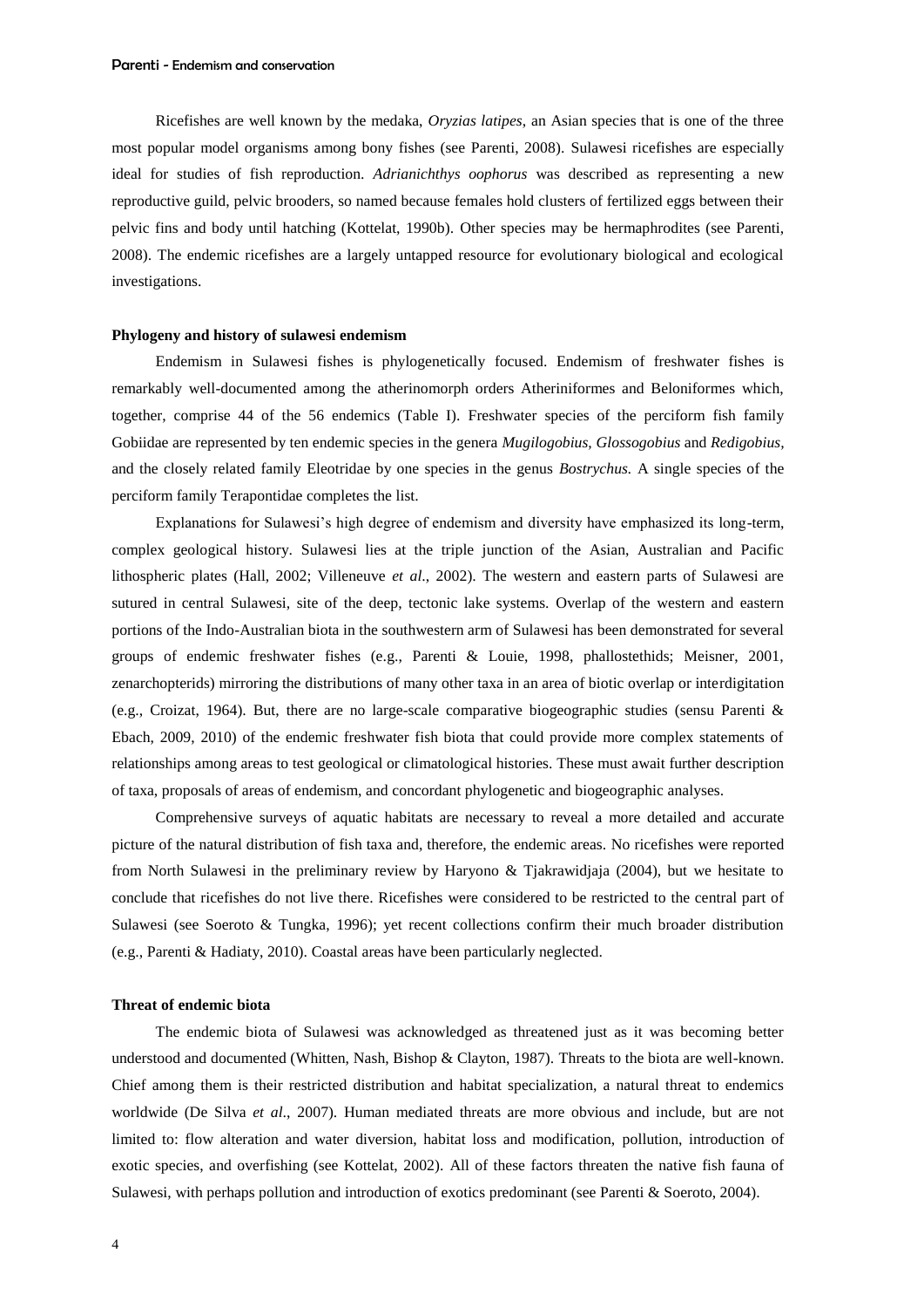Ricefishes are well known by the medaka, *Oryzias latipes*, an Asian species that is one of the three most popular model organisms among bony fishes (see Parenti, 2008). Sulawesi ricefishes are especially ideal for studies of fish reproduction. *Adrianichthys oophorus* was described as representing a new reproductive guild, pelvic brooders, so named because females hold clusters of fertilized eggs between their pelvic fins and body until hatching (Kottelat, 1990b). Other species may be hermaphrodites (see Parenti, 2008). The endemic ricefishes are a largely untapped resource for evolutionary biological and ecological investigations.

**Phylogeny and history of sulawesi endemism**

Endemism in Sulawesi fishes is phylogenetically focused. Endemism of freshwater fishes is remarkably well-documented among the atherinomorph orders Atheriniformes and Beloniformes which, together, comprise 44 of the 56 endemics (Table I). Freshwater species of the perciform fish family Gobiidae are represented by ten endemic species in the genera *Mugilogobius, Glossogobius* and *Redigobius,* and the closely related family Eleotridae by one species in the genus *Bostrychus.* A single species of the perciform family Terapontidae completes the list.

Explanations for Sulawesi's high degree of endemism and diversity have emphasized its long-term, complex geological history. Sulawesi lies at the triple junction of the Asian, Australian and Pacific lithospheric plates (Hall, 2002; Villeneuve *et al*., 2002). The western and eastern parts of Sulawesi are sutured in central Sulawesi, site of the deep, tectonic lake systems. Overlap of the western and eastern portions of the Indo-Australian biota in the southwestern arm of Sulawesi has been demonstrated for several groups of endemic freshwater fishes (e.g., Parenti & Louie, 1998, phallostethids; Meisner, 2001, zenarchopterids) mirroring the distributions of many other taxa in an area of biotic overlap or interdigitation (e.g., Croizat, 1964). But, there are no large-scale comparative biogeographic studies (sensu Parenti & Ebach, 2009, 2010) of the endemic freshwater fish biota that could provide more complex statements of relationships among areas to test geological or climatological histories. These must await further description of taxa, proposals of areas of endemism, and concordant phylogenetic and biogeographic analyses.

Comprehensive surveys of aquatic habitats are necessary to reveal a more detailed and accurate picture of the natural distribution of fish taxa and, therefore, the endemic areas. No ricefishes were reported from North Sulawesi in the preliminary review by Haryono & Tjakrawidjaja (2004), but we hesitate to conclude that ricefishes do not live there. Ricefishes were considered to be restricted to the central part of Sulawesi (see Soeroto & Tungka, 1996); yet recent collections confirm their much broader distribution (e.g., Parenti & Hadiaty, 2010). Coastal areas have been particularly neglected.

**Threat of endemic biota**

The endemic biota of Sulawesi was acknowledged as threatened just as it was becoming better understood and documented (Whitten, Nash, Bishop & Clayton, 1987). Threats to the biota are well-known. Chief among them is their restricted distribution and habitat specialization, a natural threat to endemics worldwide (De Silva *et al*., 2007). Human mediated threats are more obvious and include, but are not limited to: flow alteration and water diversion, habitat loss and modification, pollution, introduction of exotic species, and overfishing (see Kottelat, 2002). All of these factors threaten the native fish fauna of Sulawesi, with perhaps pollution and introduction of exotics predominant (see Parenti & Soeroto, 2004).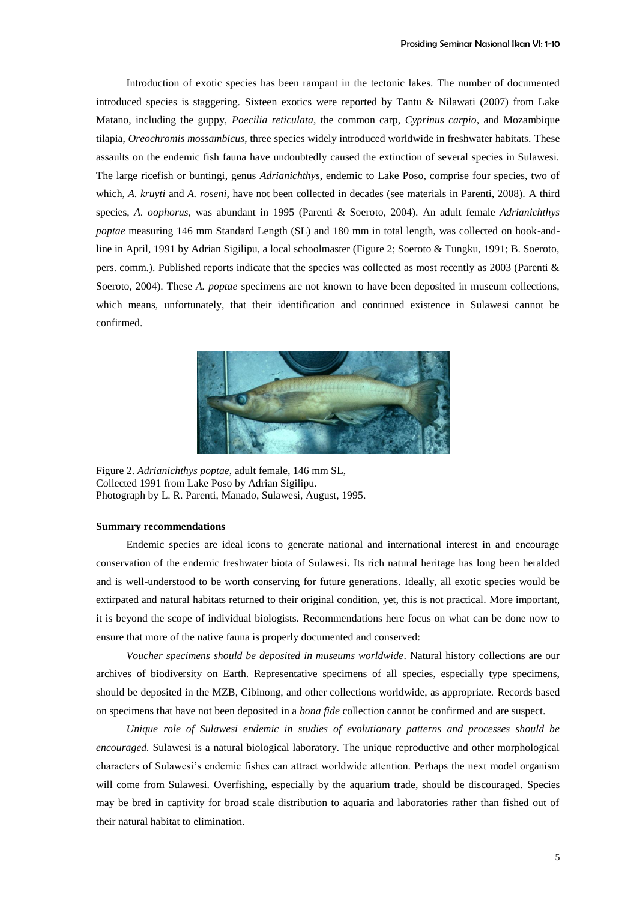Introduction of exotic species has been rampant in the tectonic lakes. The number of documented introduced species is staggering. Sixteen exotics were reported by Tantu & Nilawati (2007) from Lake Matano, including the guppy, *Poecilia reticulata*, the common carp, *Cyprinus carpio*, and Mozambique tilapia, *Oreochromis mossambicus*, three species widely introduced worldwide in freshwater habitats. These assaults on the endemic fish fauna have undoubtedly caused the extinction of several species in Sulawesi. The large ricefish or buntingi, genus *Adrianichthys*, endemic to Lake Poso, comprise four species, two of which, *A. kruyti* and *A. roseni,* have not been collected in decades (see materials in Parenti, 2008). A third species, *A. oophorus*, was abundant in 1995 (Parenti & Soeroto, 2004). An adult female *Adrianichthys poptae* measuring 146 mm Standard Length (SL) and 180 mm in total length, was collected on hook-and-line in April, 1991 by Adrian Sigilipu, a local schoolmaster (Figure 2; Soeroto & Tungku, 1991; B. Soeroto, pers. comm.). Published reports indicate that the species was collected as most recently as 2003 (Parenti & Soeroto, 2004). These *A. poptae* specimens are not known to have been deposited in museum collections, which means, unfortunately, that their identification and continued existence in Sulawesi cannot be confirmed.

Figure 2. *Adrianichthys poptae*, adult female, 146 mm SL, Collected 1991 from Lake Poso by Adrian Sigilipu. Photograph by L. R. Parenti, Manado, Sulawesi, August, 1995.

**Summary recommendations**

Endemic species are ideal icons to generate national and international interest in and encourage conservation of the endemic freshwater biota of Sulawesi. Its rich natural heritage has long been heralded and is well-understood to be worth conserving for future generations. Ideally, all exotic species would be extirpated and natural habitats returned to their original condition, yet, this is not practical. More important, it is beyond the scope of individual biologists. Recommendations here focus on what can be done now to ensure that more of the native fauna is properly documented and conserved:

*Voucher specimens should be deposited in museums worldwide*. Natural history collections are our archives of biodiversity on Earth. Representative specimens of all species, especially type specimens, should be deposited in the MZB, Cibinong, and other collections worldwide, as appropriate. Records based on specimens that have not been deposited in a *bona fide* collection cannot be confirmed and are suspect.

*Unique role of Sulawesi endemic in studies of evolutionary patterns and processes should be encouraged.* Sulawesi is a natural biological laboratory. The unique reproductive and other morphological characters of Sulawesi's endemic fishes can attract worldwide attention. Perhaps the next model organism will come from Sulawesi. Overfishing, especially by the aquarium trade, should be discouraged. Species may be bred in captivity for broad scale distribution to aquaria and laboratories rather than fished out of their natural habitat to elimination.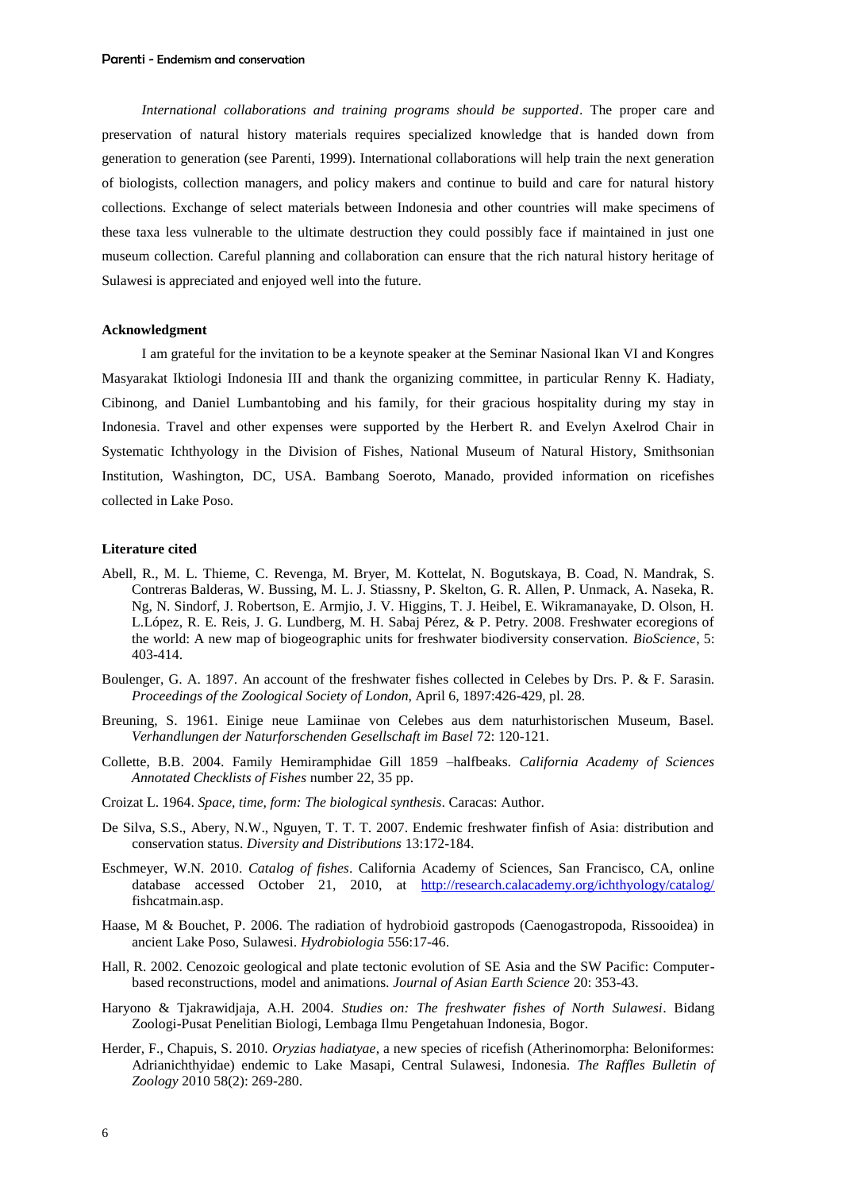*International collaborations and training programs should be supported*. The proper care and preservation of natural history materials requires specialized knowledge that is handed down from generation to generation (see Parenti, 1999). International collaborations will help train the next generation of biologists, collection managers, and policy makers and continue to build and care for natural history collections. Exchange of select materials between Indonesia and other countries will make specimens of these taxa less vulnerable to the ultimate destruction they could possibly face if maintained in just one museum collection. Careful planning and collaboration can ensure that the rich natural history heritage of Sulawesi is appreciated and enjoyed well into the future.

**Acknowledgment**

I am grateful for the invitation to be a keynote speaker at the Seminar Nasional Ikan VI and Kongres Masyarakat Iktiologi Indonesia III and thank the organizing committee, in particular Renny K. Hadiaty, Cibinong, and Daniel Lumbantobing and his family, for their gracious hospitality during my stay in Indonesia. Travel and other expenses were supported by the Herbert R. and Evelyn Axelrod Chair in Systematic Ichthyology in the Division of Fishes, National Museum of Natural History, Smithsonian Institution, Washington, DC, USA. Bambang Soeroto, Manado, provided information on ricefishes collected in Lake Poso.

**Literature cited**

Abell, R., M. L. Thieme, C. Revenga, M. Bryer, M. Kottelat, N. Bogutskaya, B. Coad, N. Mandrak, S. Contreras Balderas, W. Bussing, M. L. J. Stiassny, P. Skelton, G. R. Allen, P. Unmack, A. Naseka, R. Ng, N. Sindorf, J. Robertson, E. Armjio, J. V. Higgins, T. J. Heibel, E. Wikramanayake, D. Olson, H. L.López, R. E. Reis, J. G. Lundberg, M. H. Sabaj Pérez, & P. Petry. 2008. Freshwater ecoregions of the world: A new map of biogeographic units for freshwater biodiversity conservation. *BioScience*, 5: 403-414.

Boulenger, G. A. 1897. An account of the freshwater fishes collected in Celebes by Drs. P. & F. Sarasin. *Proceedings of the Zoological Society of London*, April 6, 1897:426-429, pl. 28.

Breuning, S. 1961. Einige neue Lamiinae von Celebes aus dem naturhistorischen Museum, Basel. *Verhandlungen der Naturforschenden Gesellschaft im Basel* 72: 120-121.

Collette, B.B. 2004. Family Hemiramphidae Gill 1859 –halfbeaks. *California Academy of Sciences Annotated Checklists of Fishes* number 22, 35 pp.

Croizat L. 1964. *Space, time, form: The biological synthesis*. Caracas: Author.

De Silva, S.S., Abery, N.W., Nguyen, T. T. T. 2007. Endemic freshwater finfish of Asia: distribution and conservation status. *Diversity and Distributions* 13:172-184.

Eschmeyer, W.N. 2010. *Catalog of fishes*. California Academy of Sciences, San Francisco, CA, online database accessed October 21, 2010, at http://research.calacademy.org/ichthyology/catalog/fishcatmain.asp.

Haase, M & Bouchet, P. 2006. The radiation of hydrobioid gastropods (Caenogastropoda, Rissooidea) in ancient Lake Poso, Sulawesi. *Hydrobiologia* 556:17-46.

Hall, R. 2002. Cenozoic geological and plate tectonic evolution of SE Asia and the SW Pacific: Computer-based reconstructions, model and animations. *Journal of Asian Earth Science* 20: 353-43.

Haryono & Tjakrawidjaja, A.H. 2004. *Studies on: The freshwater fishes of North Sulawesi*. Bidang Zoologi-Pusat Penelitian Biologi, Lembaga Ilmu Pengetahuan Indonesia, Bogor.

Herder, F., Chapuis, S. 2010. *Oryzias hadiatyae*, a new species of ricefish (Atherinomorpha: Beloniformes: Adrianichthyidae) endemic to Lake Masapi, Central Sulawesi, Indonesia. *The Raffles Bulletin of Zoology* 2010 58(2): 269-280.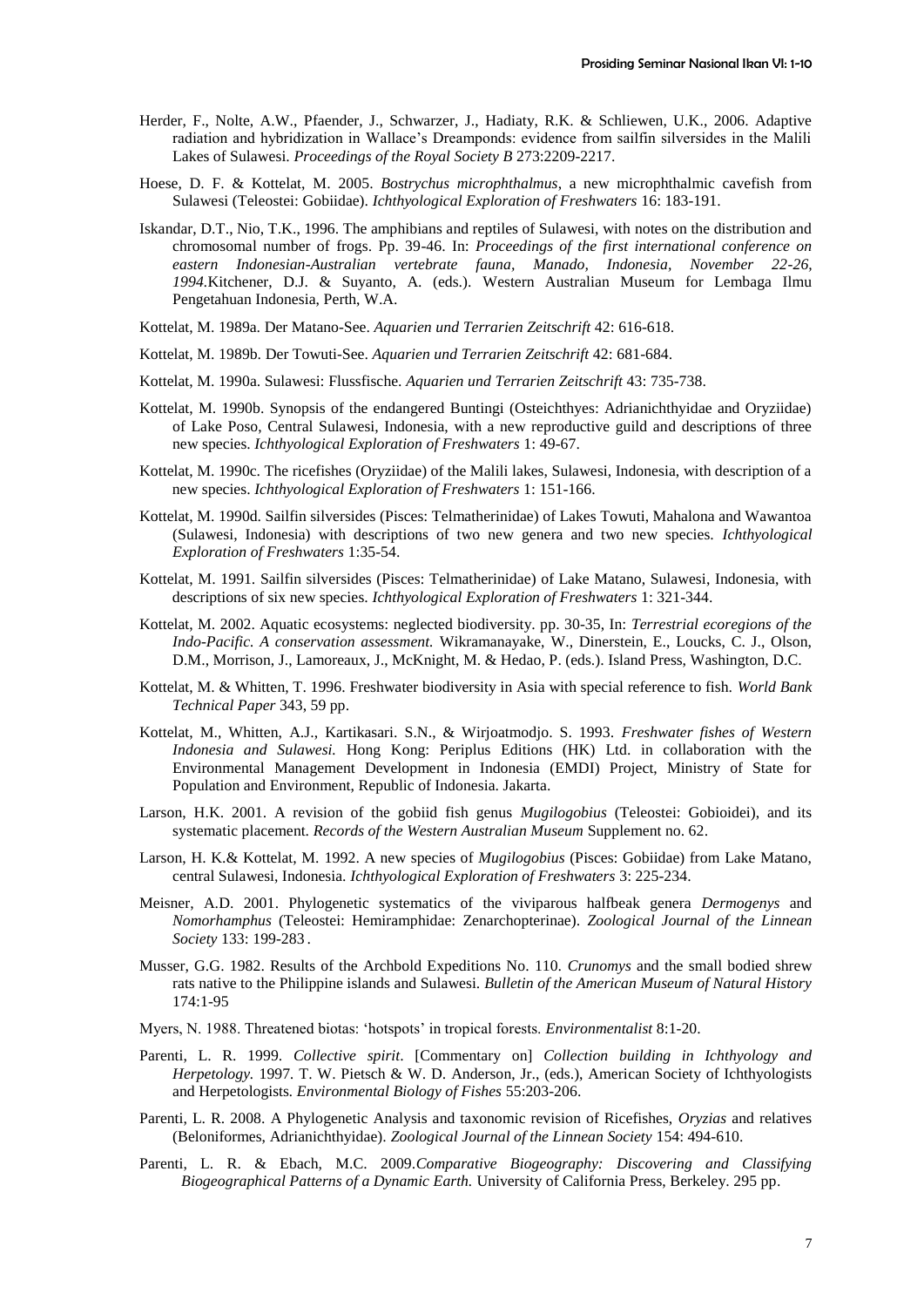Herder, F., Nolte, A.W., Pfaender, J., Schwarzer, J., Hadiaty, R.K. & Schliewen, U.K., 2006. Adaptive radiation and hybridization in Wallace's Dreamponds: evidence from sailfin silversides in the Malili Lakes of Sulawesi. *Proceedings of the Royal Society B* 273:2209-2217.

Hoese, D. F. & Kottelat, M. 2005. *Bostrychus microphthalmus*, a new microphthalmic cavefish from Sulawesi (Teleostei: Gobiidae). *Ichthyological Exploration of Freshwaters* 16: 183-191.

Iskandar, D.T., Nio, T.K., 1996. The amphibians and reptiles of Sulawesi, with notes on the distribution and chromosomal number of frogs. Pp. 39-46. In: *Proceedings of the first international conference on eastern Indonesian-Australian vertebrate fauna, Manado, Indonesia, November 22-26, 1994.*Kitchener, D.J. & Suyanto, A. (eds.). Western Australian Museum for Lembaga Ilmu Pengetahuan Indonesia, Perth, W.A.

Kottelat, M. 1989a. Der Matano-See. *Aquarien und Terrarien Zeitschrift* 42: 616-618.

Kottelat, M. 1989b. Der Towuti-See. *Aquarien und Terrarien Zeitschrift* 42: 681-684.

Kottelat, M. 1990a. Sulawesi: Flussfische. *Aquarien und Terrarien Zeitschrift* 43: 735-738.

Kottelat, M. 1990b. Synopsis of the endangered Buntingi (Osteichthyes: Adrianichthyidae and Oryziidae) of Lake Poso, Central Sulawesi, Indonesia, with a new reproductive guild and descriptions of three new species. *Ichthyological Exploration of Freshwaters* 1: 49-67.

Kottelat, M. 1990c. The ricefishes (Oryziidae) of the Malili lakes, Sulawesi, Indonesia, with description of a new species. *Ichthyological Exploration of Freshwaters* 1: 151-166.

Kottelat, M. 1990d. Sailfin silversides (Pisces: Telmatherinidae) of Lakes Towuti, Mahalona and Wawantoa (Sulawesi, Indonesia) with descriptions of two new genera and two new species. *Ichthyological Exploration of Freshwaters* 1:35-54.

Kottelat, M. 1991. Sailfin silversides (Pisces: Telmatherinidae) of Lake Matano, Sulawesi, Indonesia, with descriptions of six new species. *Ichthyological Exploration of Freshwaters* 1: 321-344.

Kottelat, M. 2002. Aquatic ecosystems: neglected biodiversity. pp. 30-35, In: *Terrestrial ecoregions of the Indo-Pacific. A conservation assessment.* Wikramanayake, W., Dinerstein, E., Loucks, C. J., Olson, D.M., Morrison, J., Lamoreaux, J., McKnight, M. & Hedao, P. (eds.). Island Press, Washington, D.C.

Kottelat, M. & Whitten, T. 1996. Freshwater biodiversity in Asia with special reference to fish. *World Bank Technical Paper* 343, 59 pp.

Kottelat, M., Whitten, A.J., Kartikasari. S.N., & Wirjoatmodjo. S. 1993. *Freshwater fishes of Western Indonesia and Sulawesi.* Hong Kong: Periplus Editions (HK) Ltd. in collaboration with the Environmental Management Development in Indonesia (EMDI) Project, Ministry of State for Population and Environment, Republic of Indonesia. Jakarta.

Larson, H.K. 2001. A revision of the gobiid fish genus *Mugilogobius* (Teleostei: Gobioidei), and its systematic placement. *Records of the Western Australian Museum* Supplement no. 62.

Larson, H. K.& Kottelat, M. 1992. A new species of *Mugilogobius* (Pisces: Gobiidae) from Lake Matano, central Sulawesi, Indonesia. *Ichthyological Exploration of Freshwaters* 3: 225-234.

Meisner, A.D. 2001. Phylogenetic systematics of the viviparous halfbeak genera *Dermogenys* and *Nomorhamphus* (Teleostei: Hemiramphidae: Zenarchopterinae). *Zoological Journal of the Linnean Society* 133: 199-283.

Musser, G.G. 1982. Results of the Archbold Expeditions No. 110. *Crunomys* and the small bodied shrew rats native to the Philippine islands and Sulawesi. *Bulletin of the American Museum of Natural History* 174:1-95

Myers, N. 1988. Threatened biotas: 'hotspots' in tropical forests. *Environmentalist* 8:1-20.

Parenti, L. R. 1999. *Collective spirit*. [Commentary on] *Collection building in Ichthyology and Herpetology.* 1997. T. W. Pietsch & W. D. Anderson, Jr., (eds.), American Society of Ichthyologists and Herpetologists. *Environmental Biology of Fishes* 55:203-206.

Parenti, L. R. 2008. A Phylogenetic Analysis and taxonomic revision of Ricefishes, *Oryzias* and relatives (Beloniformes, Adrianichthyidae). *Zoological Journal of the Linnean Society* 154: 494-610.

Parenti, L. R. & Ebach, M.C. 2009.*Comparative Biogeography: Discovering and Classifying Biogeographical Patterns of a Dynamic Earth.* University of California Press, Berkeley. 295 pp.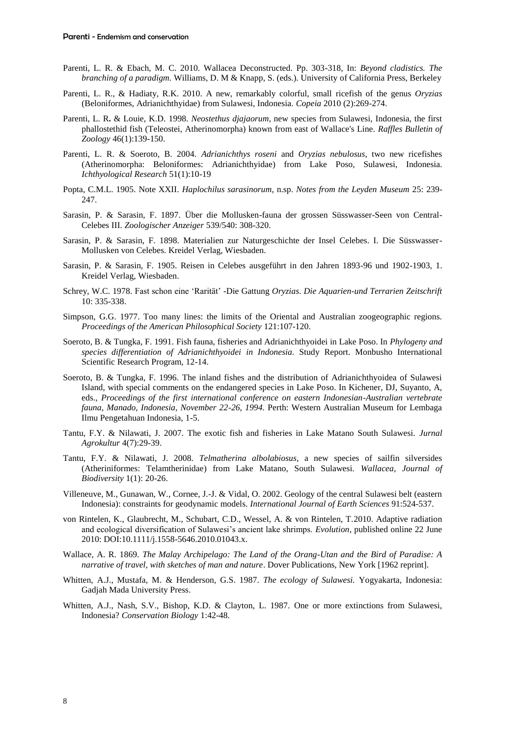Parenti, L. R. & Ebach, M. C. 2010. Wallacea Deconstructed. Pp. 303-318, In: *Beyond cladistics. The branching of a paradigm.* Williams, D. M & Knapp, S. (eds.). University of California Press, Berkeley

Parenti, L. R., & Hadiaty, R.K. 2010. A new, remarkably colorful, small ricefish of the genus *Oryzias* (Beloniformes, Adrianichthyidae) from Sulawesi, Indonesia. *Copeia* 2010 (2):269-274.

Parenti, L. R**.** & Louie, K.D. 1998. *Neostethus djajaorum*, new species from Sulawesi, Indonesia, the first phallostethid fish (Teleostei, Atherinomorpha) known from east of Wallace's Line. *Raffles Bulletin of Zoology* 46(1):139-150.

Parenti, L. R. & Soeroto, B. 2004. *Adrianichthys roseni* and *Oryzias nebulosus*, two new ricefishes (Atherinomorpha: Beloniformes: Adrianichthyidae) from Lake Poso, Sulawesi, Indonesia. *Ichthyological Research* 51(1):10-19

Popta, C.M.L. 1905. Note XXII. *Haplochilus sarasinorum*, n.sp. *Notes from the Leyden Museum* 25: 239-247.

Sarasin, P. & Sarasin, F. 1897. Über die Mollusken-fauna der grossen Süsswasser-Seen von Central-Celebes III. *Zoologischer Anzeiger* 539/540: 308-320.

Sarasin, P. & Sarasin, F. 1898. Materialien zur Naturgeschichte der Insel Celebes. I. Die Süsswasser-Mollusken von Celebes. Kreidel Verlag, Wiesbaden.

Sarasin, P. & Sarasin, F. 1905. Reisen in Celebes ausgeführt in den Jahren 1893-96 und 1902-1903, 1. Kreidel Verlag, Wiesbaden.

Schrey, W.C. 1978. Fast schon eine 'Rarität' -Die Gattung *Oryzias*. *Die Aquarien-und Terrarien Zeitschrift* 10: 335-338.

Simpson, G.G. 1977. Too many lines: the limits of the Oriental and Australian zoogeographic regions. *Proceedings of the American Philosophical Society* 121:107-120.

Soeroto, B. & Tungka, F. 1991. Fish fauna, fisheries and Adrianichthyoidei in Lake Poso. In *Phylogeny and species differentiation of Adrianichthyoidei in Indonesia.* Study Report. Monbusho International Scientific Research Program, 12-14.

Soeroto, B. & Tungka, F. 1996. The inland fishes and the distribution of Adrianichthyoidea of Sulawesi Island, with special comments on the endangered species in Lake Poso. In Kichener, DJ, Suyanto, A, eds., *Proceedings of the first international conference on eastern Indonesian-Australian vertebrate fauna, Manado, Indonesia, November 22-26, 1994.* Perth: Western Australian Museum for Lembaga Ilmu Pengetahuan Indonesia, 1-5.

Tantu, F.Y. & Nilawati, J. 2007. The exotic fish and fisheries in Lake Matano South Sulawesi. *Jurnal Agrokultur* 4(7):29-39.

Tantu, F.Y. & Nilawati, J. 2008. *Telmatherina albolabiosus*, a new species of sailfin silversides (Atheriniformes: Telamtherinidae) from Lake Matano, South Sulawesi. *Wallacea, Journal of Biodiversity* 1(1): 20-26.

Villeneuve, M., Gunawan, W., Cornee, J.-J. & Vidal, O. 2002. Geology of the central Sulawesi belt (eastern Indonesia): constraints for geodynamic models. *International Journal of Earth Sciences* 91:524-537.

von Rintelen, K., Glaubrecht, M., Schubart, C.D., Wessel, A. & von Rintelen, T.2010. Adaptive radiation and ecological diversification of Sulawesi's ancient lake shrimps. *Evolution*, published online 22 June 2010: DOI:10.1111/j.1558-5646.2010.01043.x.

Wallace, A. R. 1869. *The Malay Archipelago: The Land of the Orang-Utan and the Bird of Paradise: A narrative of travel, with sketches of man and nature*. Dover Publications, New York [1962 reprint].

Whitten, A.J., Mustafa, M. & Henderson, G.S. 1987. *The ecology of Sulawesi.* Yogyakarta, Indonesia: Gadjah Mada University Press.

Whitten, A.J., Nash, S.V., Bishop, K.D. & Clayton, L. 1987. One or more extinctions from Sulawesi, Indonesia? *Conservation Biology* 1:42-48.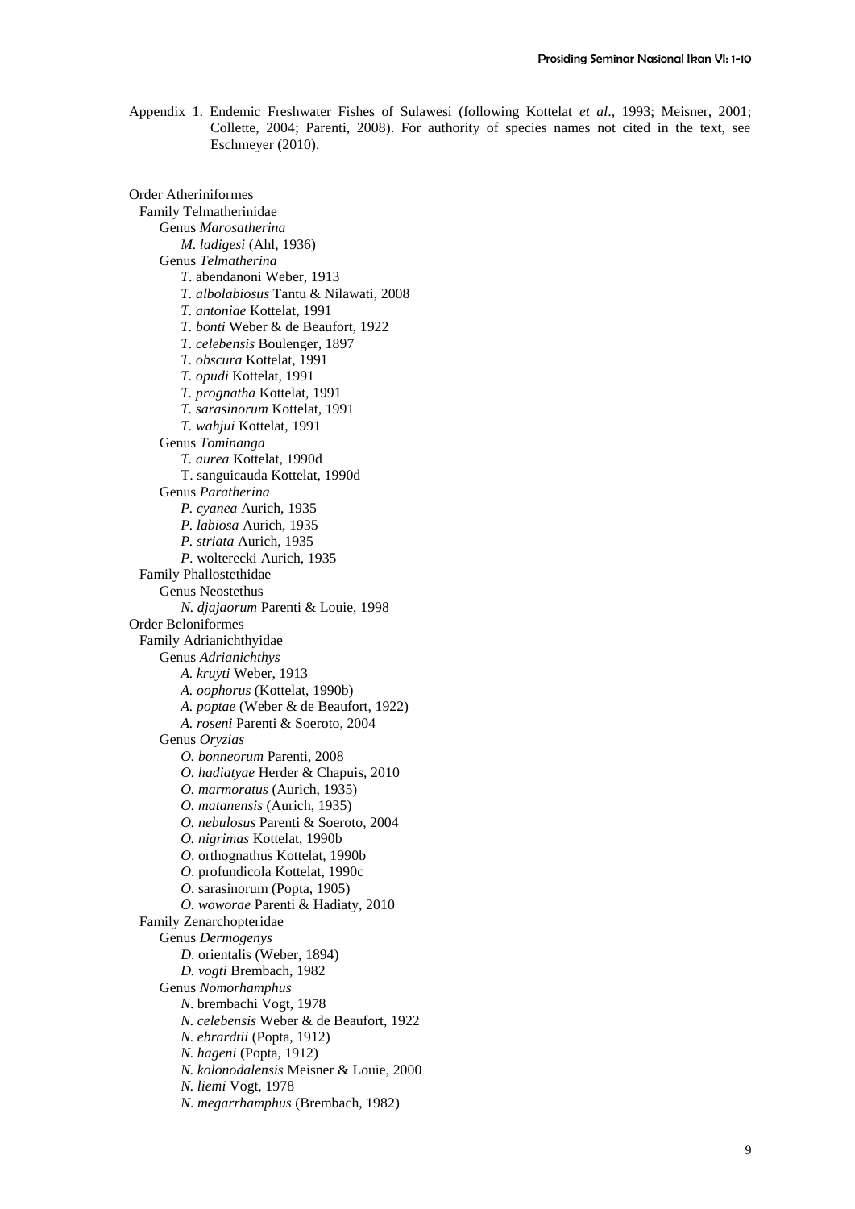Appendix 1. Endemic Freshwater Fishes of Sulawesi (following Kottelat *et al*., 1993; Meisner, 2001; Collette, 2004; Parenti, 2008). For authority of species names not cited in the text, see Eschmeyer (2010).

Order Atheriniformes
- Family Telmatherinidae
  - Genus *Marosatherina*
    - *M. ladigesi* (Ahl, 1936)
  - Genus *Telmatherina*
    - *T.* abendanoni Weber, 1913
    - *T. albolabiosus* Tantu & Nilawati, 2008
    - *T. antoniae* Kottelat, 1991
    - *T. bonti* Weber & de Beaufort, 1922
    - *T. celebensis* Boulenger, 1897
    - *T. obscura* Kottelat, 1991
    - *T. opudi* Kottelat, 1991
    - *T. prognatha* Kottelat, 1991
    - *T. sarasinorum* Kottelat, 1991
    - *T. wahjui* Kottelat, 1991
  - Genus *Tominanga*
    - *T. aurea* Kottelat, 1990d
    - T. sanguicauda Kottelat, 1990d
  - Genus *Paratherina*
    - *P. cyanea* Aurich, 1935
    - *P. labiosa* Aurich, 1935
    - *P. striata* Aurich, 1935
    - *P*. wolterecki Aurich, 1935
- Family Phallostethidae
  - Genus Neostethus
    - *N. djajaorum* Parenti & Louie, 1998

Order Beloniformes
- Family Adrianichthyidae
  - Genus *Adrianichthys*
    - *A. kruyti* Weber, 1913
    - *A. oophorus* (Kottelat, 1990b)
    - *A. poptae* (Weber & de Beaufort, 1922)
    - *A. roseni* Parenti & Soeroto, 2004
  - Genus *Oryzias*
    - *O. bonneorum* Parenti, 2008
    - *O. hadiatyae* Herder & Chapuis, 2010
    - *O. marmoratus* (Aurich, 1935)
    - *O. matanensis* (Aurich, 1935)
    - *O. nebulosus* Parenti & Soeroto, 2004
    - *O. nigrimas* Kottelat, 1990b
    - *O*. orthognathus Kottelat, 1990b
    - *O*. profundicola Kottelat, 1990c
    - *O*. sarasinorum (Popta, 1905)
    - *O. woworae* Parenti & Hadiaty, 2010
- Family Zenarchopteridae
  - Genus *Dermogenys*
    - *D*. orientalis (Weber, 1894)
    - *D. vogti* Brembach, 1982
  - Genus *Nomorhamphus*
    - *N*. brembachi Vogt, 1978
    - *N. celebensis* Weber & de Beaufort, 1922
    - *N. ebrardtii* (Popta, 1912)
    - *N. hageni* (Popta, 1912)
    - *N. kolonodalensis* Meisner & Louie, 2000
    - *N. liemi* Vogt, 1978
    - *N. megarrhamphus* (Brembach, 1982)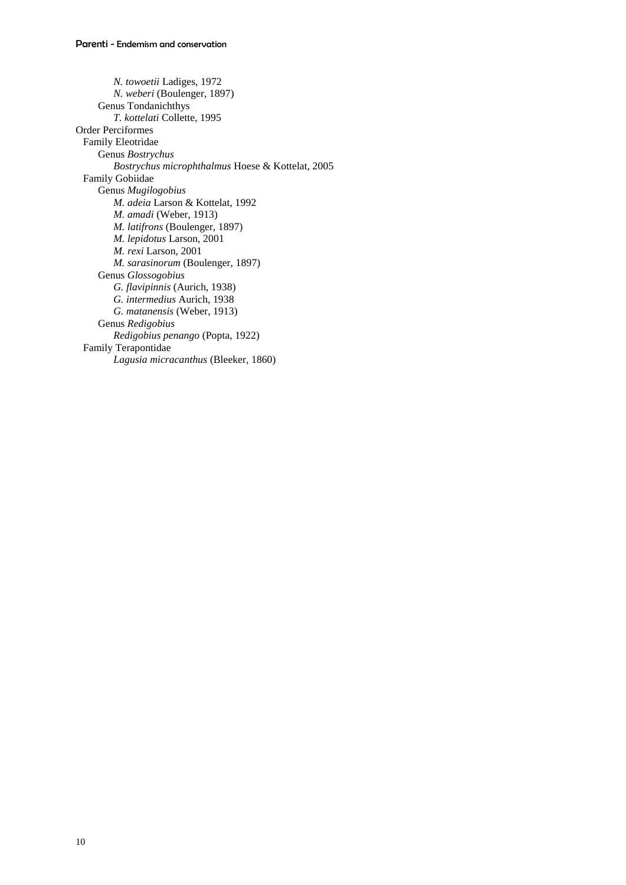*N. towoetii* Ladiges, 1972
*N. weberi* (Boulenger, 1897)
Genus Tondanichthys
*T. kottelati* Collette, 1995

Order Perciformes
Family Eleotridae
Genus *Bostrychus*
*Bostrychus microphthalmus* Hoese & Kottelat, 2005

Family Gobiidae
Genus *Mugilogobius*
*M. adeia* Larson & Kottelat, 1992
*M. amadi* (Weber, 1913)
*M. latifrons* (Boulenger, 1897)
*M. lepidotus* Larson, 2001
*M. rexi* Larson, 2001
*M. sarasinorum* (Boulenger, 1897)

Genus *Glossogobius*
*G. flavipinnis* (Aurich, 1938)
*G. intermedius* Aurich, 1938
*G. matanensis* (Weber, 1913)

Genus *Redigobius*
*Redigobius penango* (Popta, 1922)

Family Terapontidae
*Lagusia micracanthus* (Bleeker, 1860)